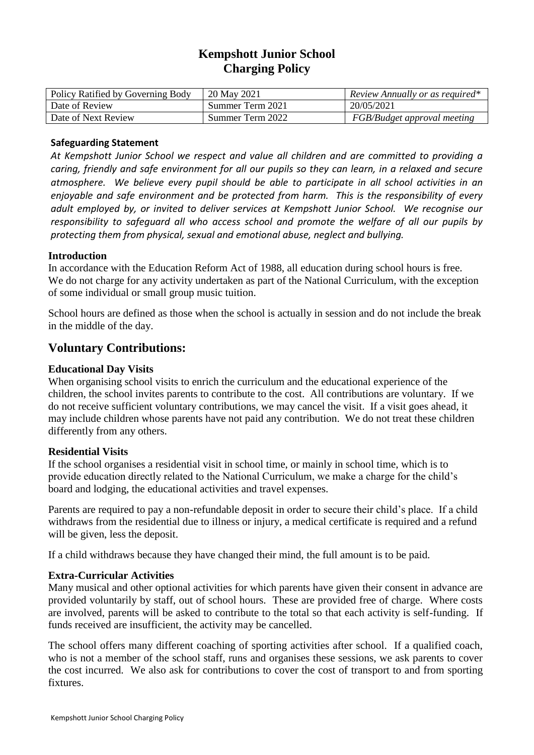# Kempshott Junior School
# Charging Policy

| Policy Ratified by Governing Body | 20 May 2021 | *Review Annually or as required\** |
|---|---|---|
| Date of Review | Summer Term 2021 | 20/05/2021 |
| Date of Next Review | Summer Term 2022 | *FGB/Budget approval meeting* |

**Safeguarding Statement**

*At Kempshott Junior School we respect and value all children and are committed to providing a caring, friendly and safe environment for all our pupils so they can learn, in a relaxed and secure atmosphere. We believe every pupil should be able to participate in all school activities in an enjoyable and safe environment and be protected from harm. This is the responsibility of every adult employed by, or invited to deliver services at Kempshott Junior School. We recognise our responsibility to safeguard all who access school and promote the welfare of all our pupils by protecting them from physical, sexual and emotional abuse, neglect and bullying.*

**Introduction**

In accordance with the Education Reform Act of 1988, all education during school hours is free. We do not charge for any activity undertaken as part of the National Curriculum, with the exception of some individual or small group music tuition.

School hours are defined as those when the school is actually in session and do not include the break in the middle of the day.

## Voluntary Contributions:

**Educational Day Visits**

When organising school visits to enrich the curriculum and the educational experience of the children, the school invites parents to contribute to the cost. All contributions are voluntary. If we do not receive sufficient voluntary contributions, we may cancel the visit. If a visit goes ahead, it may include children whose parents have not paid any contribution. We do not treat these children differently from any others.

**Residential Visits**

If the school organises a residential visit in school time, or mainly in school time, which is to provide education directly related to the National Curriculum, we make a charge for the child's board and lodging, the educational activities and travel expenses.

Parents are required to pay a non-refundable deposit in order to secure their child's place. If a child withdraws from the residential due to illness or injury, a medical certificate is required and a refund will be given, less the deposit.

If a child withdraws because they have changed their mind, the full amount is to be paid.

**Extra-Curricular Activities**

Many musical and other optional activities for which parents have given their consent in advance are provided voluntarily by staff, out of school hours. These are provided free of charge. Where costs are involved, parents will be asked to contribute to the total so that each activity is self-funding. If funds received are insufficient, the activity may be cancelled.

The school offers many different coaching of sporting activities after school. If a qualified coach, who is not a member of the school staff, runs and organises these sessions, we ask parents to cover the cost incurred. We also ask for contributions to cover the cost of transport to and from sporting fixtures.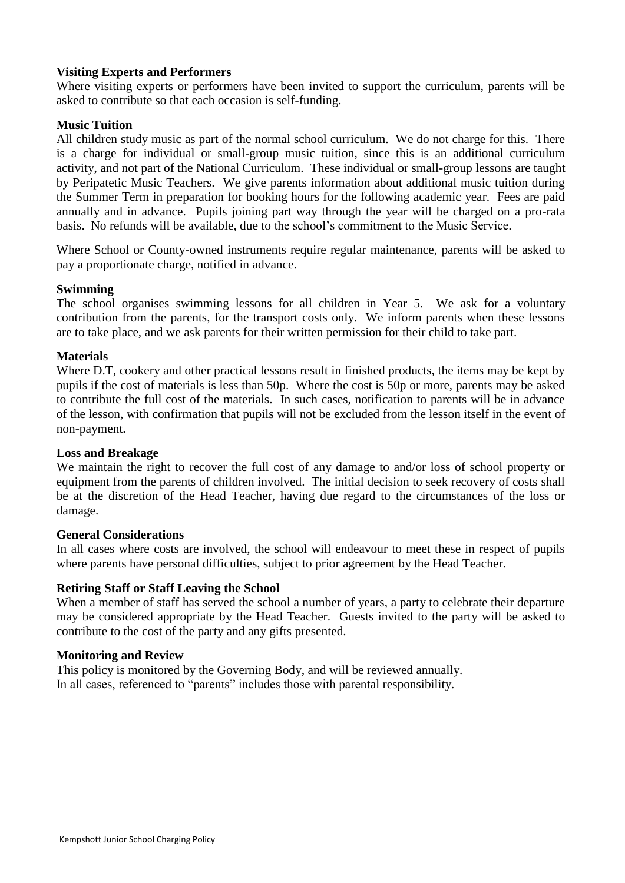**Visiting Experts and Performers**

Where visiting experts or performers have been invited to support the curriculum, parents will be asked to contribute so that each occasion is self-funding.

**Music Tuition**

All children study music as part of the normal school curriculum. We do not charge for this. There is a charge for individual or small-group music tuition, since this is an additional curriculum activity, and not part of the National Curriculum. These individual or small-group lessons are taught by Peripatetic Music Teachers. We give parents information about additional music tuition during the Summer Term in preparation for booking hours for the following academic year. Fees are paid annually and in advance. Pupils joining part way through the year will be charged on a pro-rata basis. No refunds will be available, due to the school's commitment to the Music Service.

Where School or County-owned instruments require regular maintenance, parents will be asked to pay a proportionate charge, notified in advance.

**Swimming**

The school organises swimming lessons for all children in Year 5. We ask for a voluntary contribution from the parents, for the transport costs only. We inform parents when these lessons are to take place, and we ask parents for their written permission for their child to take part.

**Materials**

Where D.T, cookery and other practical lessons result in finished products, the items may be kept by pupils if the cost of materials is less than 50p. Where the cost is 50p or more, parents may be asked to contribute the full cost of the materials. In such cases, notification to parents will be in advance of the lesson, with confirmation that pupils will not be excluded from the lesson itself in the event of non-payment.

**Loss and Breakage**

We maintain the right to recover the full cost of any damage to and/or loss of school property or equipment from the parents of children involved. The initial decision to seek recovery of costs shall be at the discretion of the Head Teacher, having due regard to the circumstances of the loss or damage.

**General Considerations**

In all cases where costs are involved, the school will endeavour to meet these in respect of pupils where parents have personal difficulties, subject to prior agreement by the Head Teacher.

**Retiring Staff or Staff Leaving the School**

When a member of staff has served the school a number of years, a party to celebrate their departure may be considered appropriate by the Head Teacher. Guests invited to the party will be asked to contribute to the cost of the party and any gifts presented.

**Monitoring and Review**

This policy is monitored by the Governing Body, and will be reviewed annually.
In all cases, referenced to "parents" includes those with parental responsibility.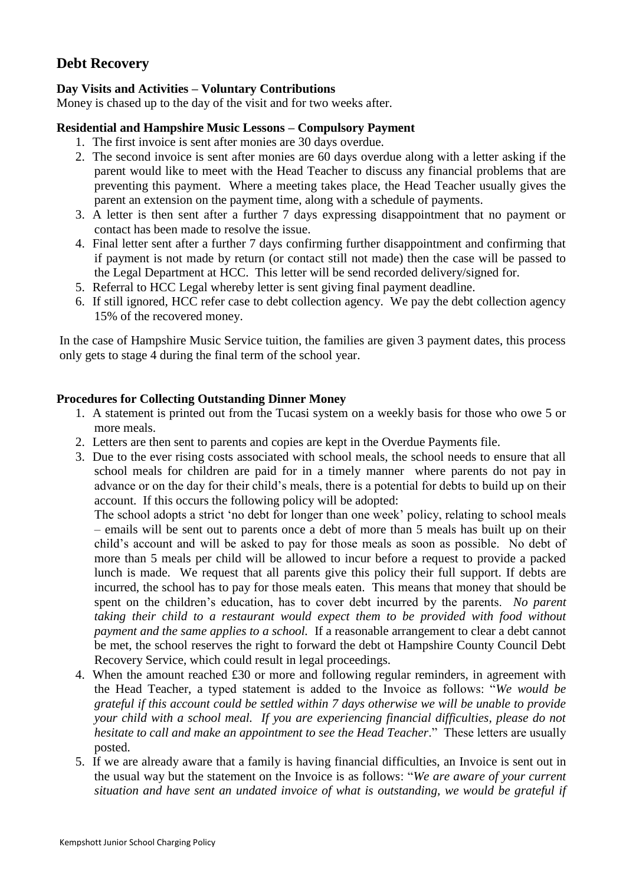## Debt Recovery

**Day Visits and Activities – Voluntary Contributions**

Money is chased up to the day of the visit and for two weeks after.

**Residential and Hampshire Music Lessons – Compulsory Payment**

1. The first invoice is sent after monies are 30 days overdue.
2. The second invoice is sent after monies are 60 days overdue along with a letter asking if the parent would like to meet with the Head Teacher to discuss any financial problems that are preventing this payment. Where a meeting takes place, the Head Teacher usually gives the parent an extension on the payment time, along with a schedule of payments.
3. A letter is then sent after a further 7 days expressing disappointment that no payment or contact has been made to resolve the issue.
4. Final letter sent after a further 7 days confirming further disappointment and confirming that if payment is not made by return (or contact still not made) then the case will be passed to the Legal Department at HCC. This letter will be send recorded delivery/signed for.
5. Referral to HCC Legal whereby letter is sent giving final payment deadline.
6. If still ignored, HCC refer case to debt collection agency. We pay the debt collection agency 15% of the recovered money.

In the case of Hampshire Music Service tuition, the families are given 3 payment dates, this process only gets to stage 4 during the final term of the school year.

**Procedures for Collecting Outstanding Dinner Money**

1. A statement is printed out from the Tucasi system on a weekly basis for those who owe 5 or more meals.
2. Letters are then sent to parents and copies are kept in the Overdue Payments file.
3. Due to the ever rising costs associated with school meals, the school needs to ensure that all school meals for children are paid for in a timely manner where parents do not pay in advance or on the day for their child's meals, there is a potential for debts to build up on their account. If this occurs the following policy will be adopted:

   The school adopts a strict 'no debt for longer than one week' policy, relating to school meals – emails will be sent out to parents once a debt of more than 5 meals has built up on their child's account and will be asked to pay for those meals as soon as possible. No debt of more than 5 meals per child will be allowed to incur before a request to provide a packed lunch is made. We request that all parents give this policy their full support. If debts are incurred, the school has to pay for those meals eaten. This means that money that should be spent on the children's education, has to cover debt incurred by the parents. *No parent taking their child to a restaurant would expect them to be provided with food without payment and the same applies to a school.* If a reasonable arrangement to clear a debt cannot be met, the school reserves the right to forward the debt ot Hampshire County Council Debt Recovery Service, which could result in legal proceedings.
4. When the amount reached £30 or more and following regular reminders, in agreement with the Head Teacher, a typed statement is added to the Invoice as follows: "*We would be grateful if this account could be settled within 7 days otherwise we will be unable to provide your child with a school meal. If you are experiencing financial difficulties, please do not hesitate to call and make an appointment to see the Head Teacher*." These letters are usually posted.
5. If we are already aware that a family is having financial difficulties, an Invoice is sent out in the usual way but the statement on the Invoice is as follows: "*We are aware of your current situation and have sent an undated invoice of what is outstanding, we would be grateful if*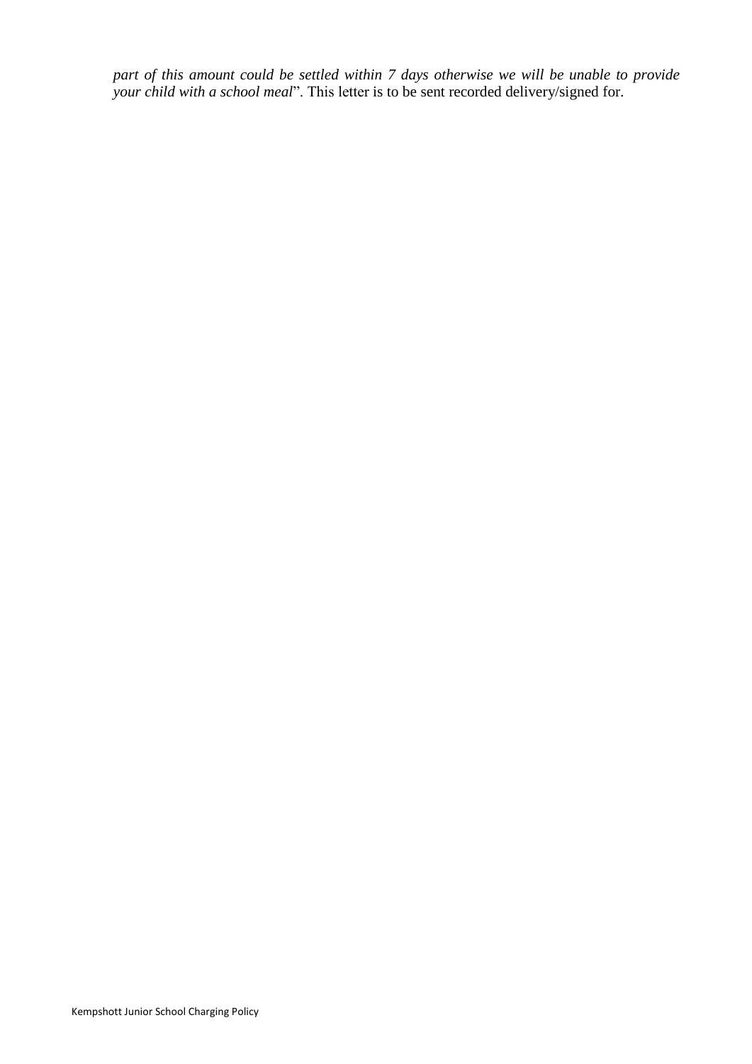*part of this amount could be settled within 7 days otherwise we will be unable to provide your child with a school meal*". This letter is to be sent recorded delivery/signed for.